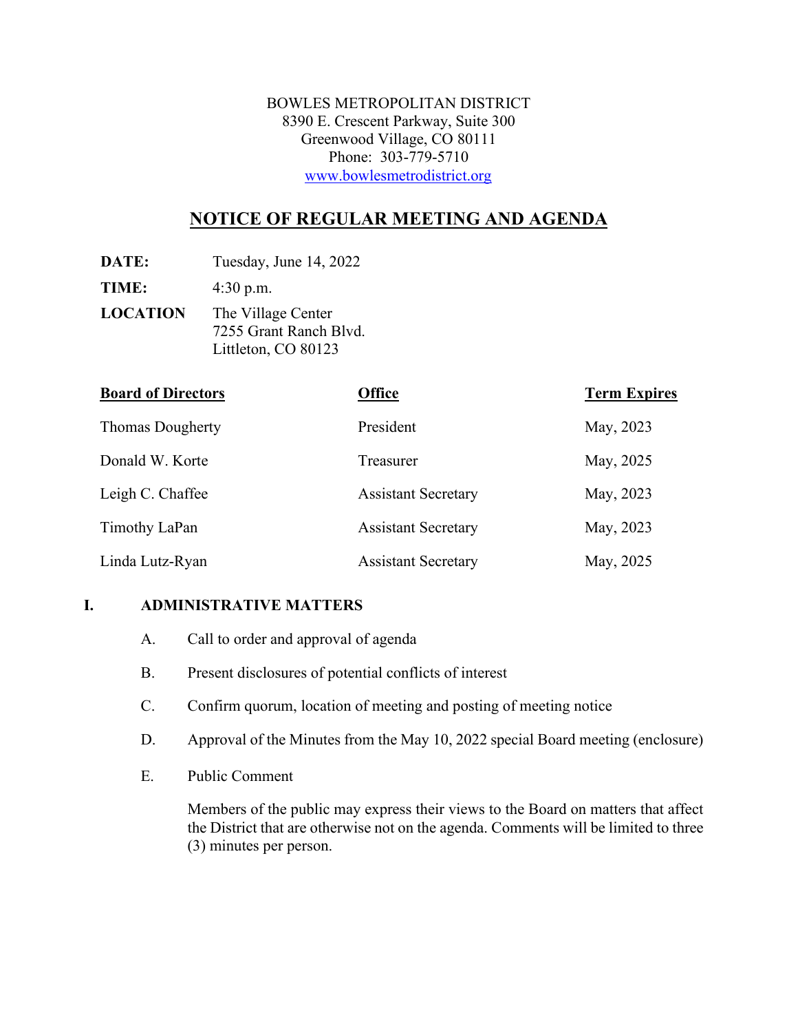BOWLES METROPOLITAN DISTRICT
8390 E. Crescent Parkway, Suite 300
Greenwood Village, CO 80111
Phone: 303-779-5710
www.bowlesmetrodistrict.org

# NOTICE OF REGULAR MEETING AND AGENDA

**DATE:** Tuesday, June 14, 2022

**TIME:** 4:30 p.m.

**LOCATION** The Village Center
7255 Grant Ranch Blvd.
Littleton, CO 80123

| Board of Directors | Office | Term Expires |
|---|---|---|
| Thomas Dougherty | President | May, 2023 |
| Donald W. Korte | Treasurer | May, 2025 |
| Leigh C. Chaffee | Assistant Secretary | May, 2023 |
| Timothy LaPan | Assistant Secretary | May, 2023 |
| Linda Lutz-Ryan | Assistant Secretary | May, 2025 |

## I. ADMINISTRATIVE MATTERS

A. Call to order and approval of agenda

B. Present disclosures of potential conflicts of interest

C. Confirm quorum, location of meeting and posting of meeting notice

D. Approval of the Minutes from the May 10, 2022 special Board meeting (enclosure)

E. Public Comment

Members of the public may express their views to the Board on matters that affect the District that are otherwise not on the agenda. Comments will be limited to three (3) minutes per person.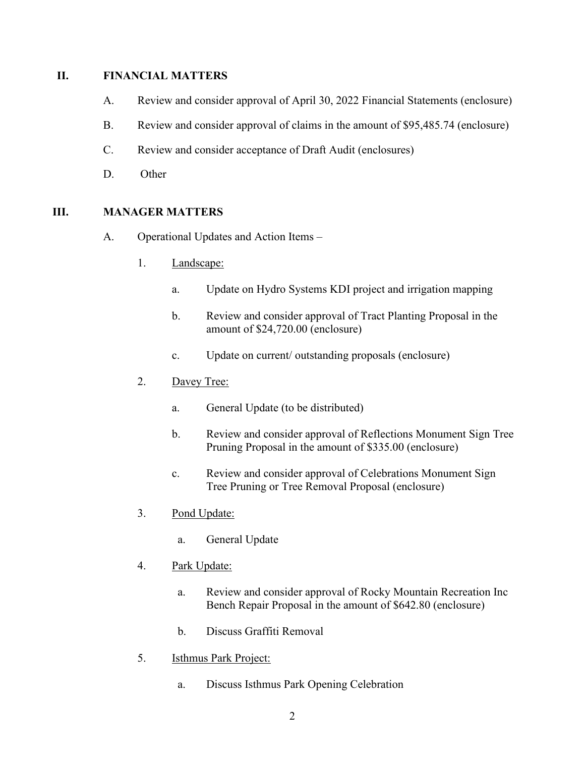## II. FINANCIAL MATTERS

A. Review and consider approval of April 30, 2022 Financial Statements (enclosure)

B. Review and consider approval of claims in the amount of $95,485.74 (enclosure)

C. Review and consider acceptance of Draft Audit (enclosures)

D. Other

## III. MANAGER MATTERS

A. Operational Updates and Action Items –

1. Landscape:

   a. Update on Hydro Systems KDI project and irrigation mapping

   b. Review and consider approval of Tract Planting Proposal in the amount of $24,720.00 (enclosure)

   c. Update on current/ outstanding proposals (enclosure)

2. Davey Tree:

   a. General Update (to be distributed)

   b. Review and consider approval of Reflections Monument Sign Tree Pruning Proposal in the amount of $335.00 (enclosure)

   c. Review and consider approval of Celebrations Monument Sign Tree Pruning or Tree Removal Proposal (enclosure)

3. Pond Update:

   a. General Update

4. Park Update:

   a. Review and consider approval of Rocky Mountain Recreation Inc Bench Repair Proposal in the amount of $642.80 (enclosure)

   b. Discuss Graffiti Removal

5. Isthmus Park Project:

   a. Discuss Isthmus Park Opening Celebration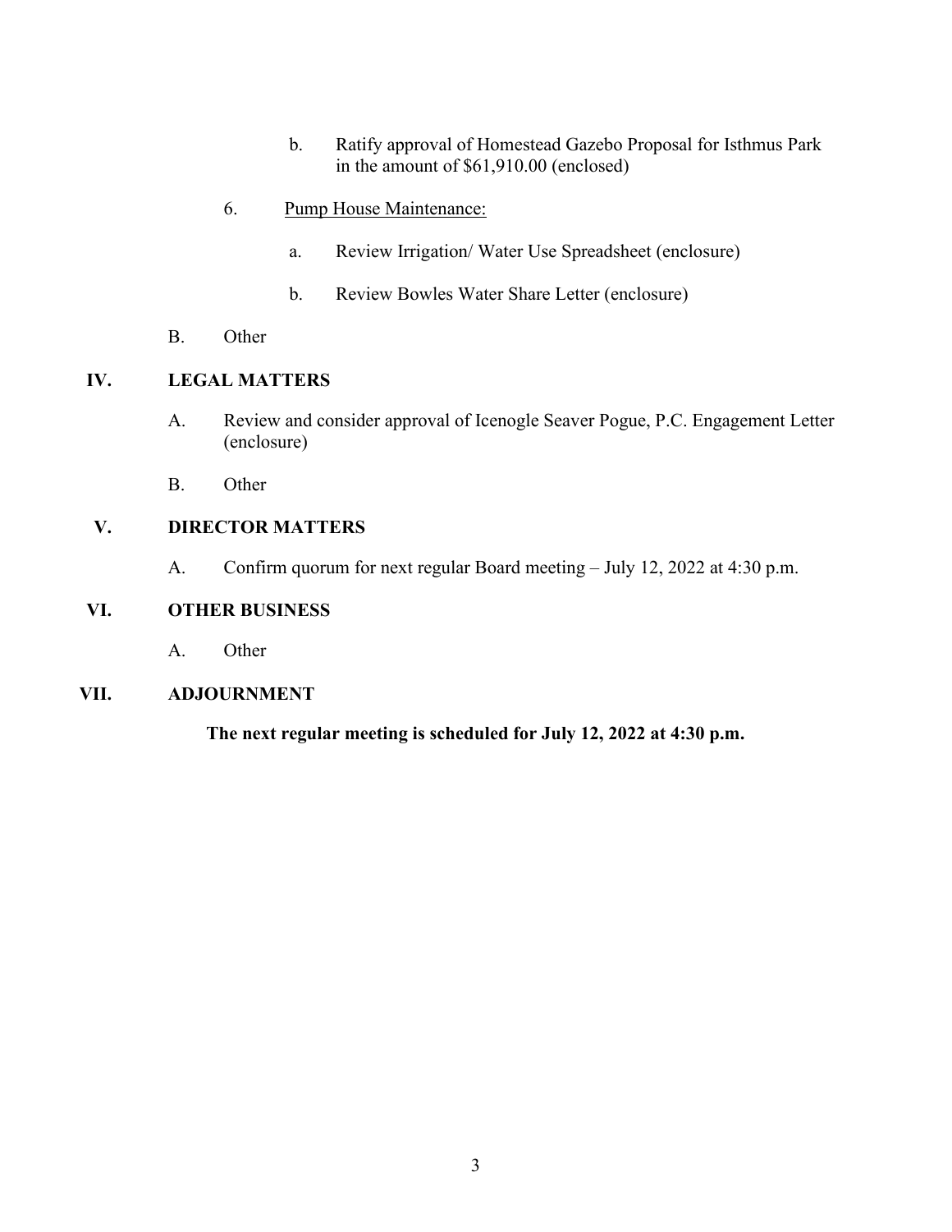b. Ratify approval of Homestead Gazebo Proposal for Isthmus Park in the amount of $61,910.00 (enclosed)

6. <u>Pump House Maintenance:</u>

   a. Review Irrigation/ Water Use Spreadsheet (enclosure)

   b. Review Bowles Water Share Letter (enclosure)

B. Other

## IV. LEGAL MATTERS

A. Review and consider approval of Icenogle Seaver Pogue, P.C. Engagement Letter (enclosure)

B. Other

## V. DIRECTOR MATTERS

A. Confirm quorum for next regular Board meeting – July 12, 2022 at 4:30 p.m.

## VI. OTHER BUSINESS

A. Other

## VII. ADJOURNMENT

**The next regular meeting is scheduled for July 12, 2022 at 4:30 p.m.**